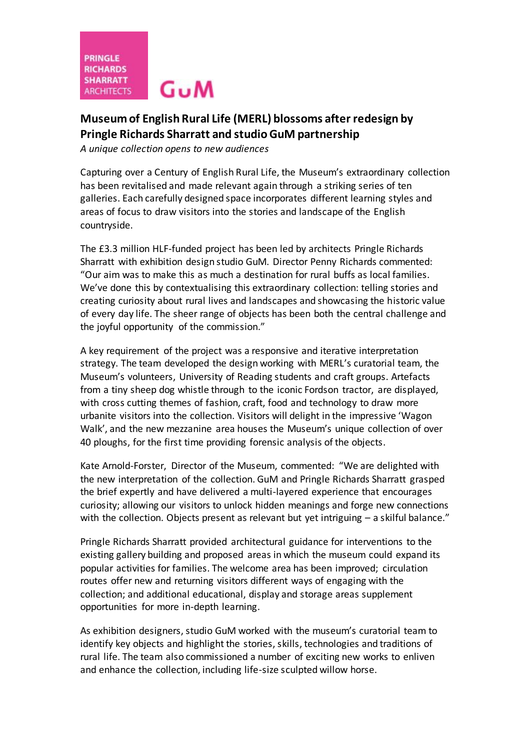PRINGLE RICHARDS SHARRATT ARCHITECTS

GuM

# Museum of English Rural Life (MERL) blossoms after redesign by Pringle Richards Sharratt and studio GuM partnership

*A unique collection opens to new audiences*

Capturing over a Century of English Rural Life, the Museum's extraordinary collection has been revitalised and made relevant again through a striking series of ten galleries. Each carefully designed space incorporates different learning styles and areas of focus to draw visitors into the stories and landscape of the English countryside.

The £3.3 million HLF-funded project has been led by architects Pringle Richards Sharratt with exhibition design studio GuM. Director Penny Richards commented: "Our aim was to make this as much a destination for rural buffs as local families. We've done this by contextualising this extraordinary collection: telling stories and creating curiosity about rural lives and landscapes and showcasing the historic value of every day life. The sheer range of objects has been both the central challenge and the joyful opportunity of the commission."

A key requirement of the project was a responsive and iterative interpretation strategy. The team developed the design working with MERL's curatorial team, the Museum's volunteers, University of Reading students and craft groups. Artefacts from a tiny sheep dog whistle through to the iconic Fordson tractor, are displayed, with cross cutting themes of fashion, craft, food and technology to draw more urbanite visitors into the collection. Visitors will delight in the impressive 'Wagon Walk', and the new mezzanine area houses the Museum's unique collection of over 40 ploughs, for the first time providing forensic analysis of the objects.

Kate Arnold-Forster, Director of the Museum, commented: "We are delighted with the new interpretation of the collection. GuM and Pringle Richards Sharratt grasped the brief expertly and have delivered a multi-layered experience that encourages curiosity; allowing our visitors to unlock hidden meanings and forge new connections with the collection. Objects present as relevant but yet intriguing – a skilful balance."

Pringle Richards Sharratt provided architectural guidance for interventions to the existing gallery building and proposed areas in which the museum could expand its popular activities for families. The welcome area has been improved; circulation routes offer new and returning visitors different ways of engaging with the collection; and additional educational, display and storage areas supplement opportunities for more in-depth learning.

As exhibition designers, studio GuM worked with the museum's curatorial team to identify key objects and highlight the stories, skills, technologies and traditions of rural life. The team also commissioned a number of exciting new works to enliven and enhance the collection, including life-size sculpted willow horse.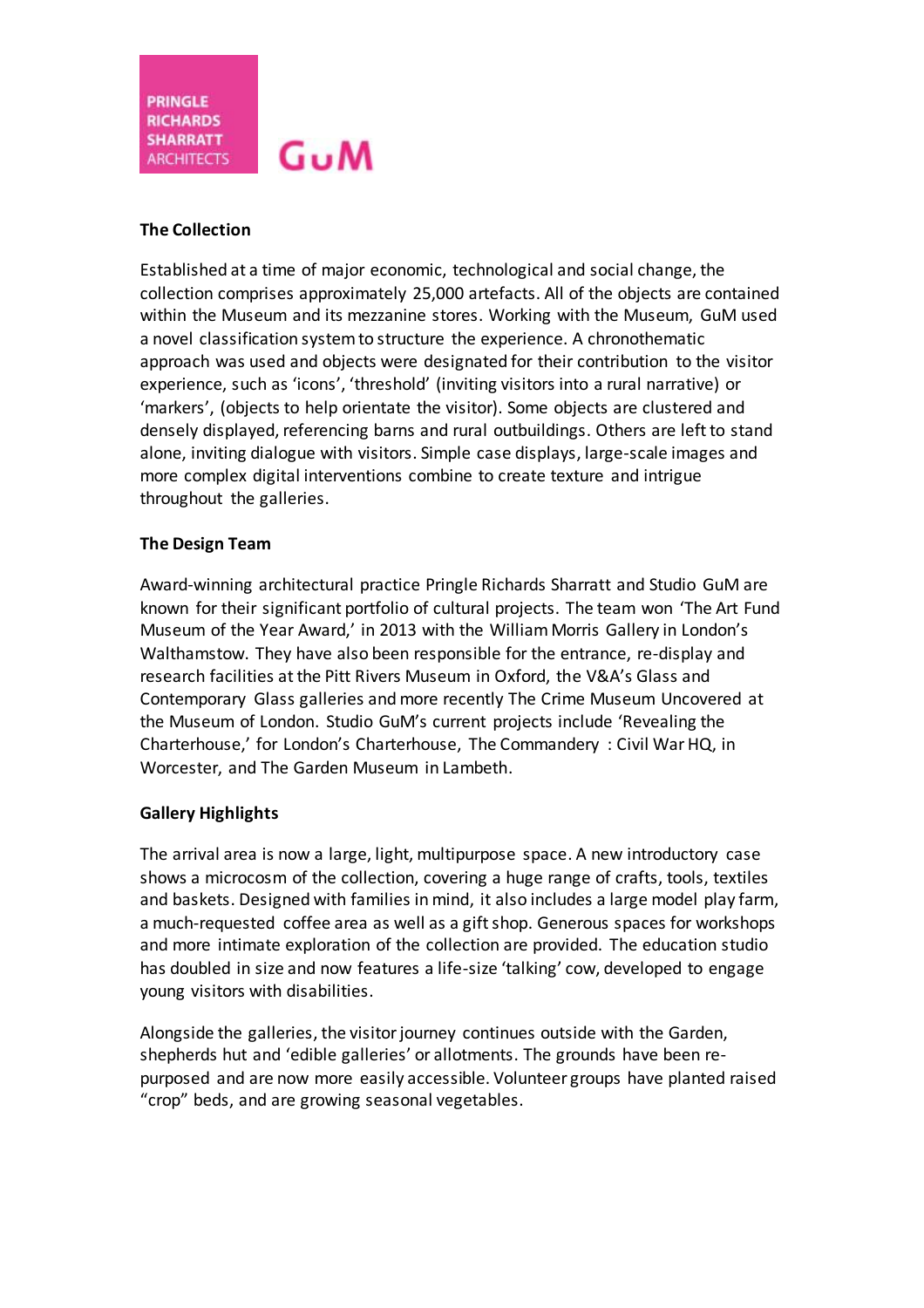## The Collection

Established at a time of major economic, technological and social change, the collection comprises approximately 25,000 artefacts. All of the objects are contained within the Museum and its mezzanine stores. Working with the Museum, GuM used a novel classification system to structure the experience. A chronothematic approach was used and objects were designated for their contribution to the visitor experience, such as 'icons', 'threshold' (inviting visitors into a rural narrative) or 'markers', (objects to help orientate the visitor). Some objects are clustered and densely displayed, referencing barns and rural outbuildings. Others are left to stand alone, inviting dialogue with visitors. Simple case displays, large-scale images and more complex digital interventions combine to create texture and intrigue throughout the galleries.

## The Design Team

Award-winning architectural practice Pringle Richards Sharratt and Studio GuM are known for their significant portfolio of cultural projects. The team won 'The Art Fund Museum of the Year Award,' in 2013 with the William Morris Gallery in London's Walthamstow. They have also been responsible for the entrance, re-display and research facilities at the Pitt Rivers Museum in Oxford, the V&A's Glass and Contemporary Glass galleries and more recently The Crime Museum Uncovered at the Museum of London. Studio GuM's current projects include 'Revealing the Charterhouse,' for London's Charterhouse, The Commandery : Civil War HQ, in Worcester, and The Garden Museum in Lambeth.

## Gallery Highlights

The arrival area is now a large, light, multipurpose space. A new introductory case shows a microcosm of the collection, covering a huge range of crafts, tools, textiles and baskets. Designed with families in mind, it also includes a large model play farm, a much-requested coffee area as well as a gift shop. Generous spaces for workshops and more intimate exploration of the collection are provided. The education studio has doubled in size and now features a life-size 'talking' cow, developed to engage young visitors with disabilities.

Alongside the galleries, the visitor journey continues outside with the Garden, shepherds hut and 'edible galleries' or allotments. The grounds have been re-purposed and are now more easily accessible. Volunteer groups have planted raised "crop" beds, and are growing seasonal vegetables.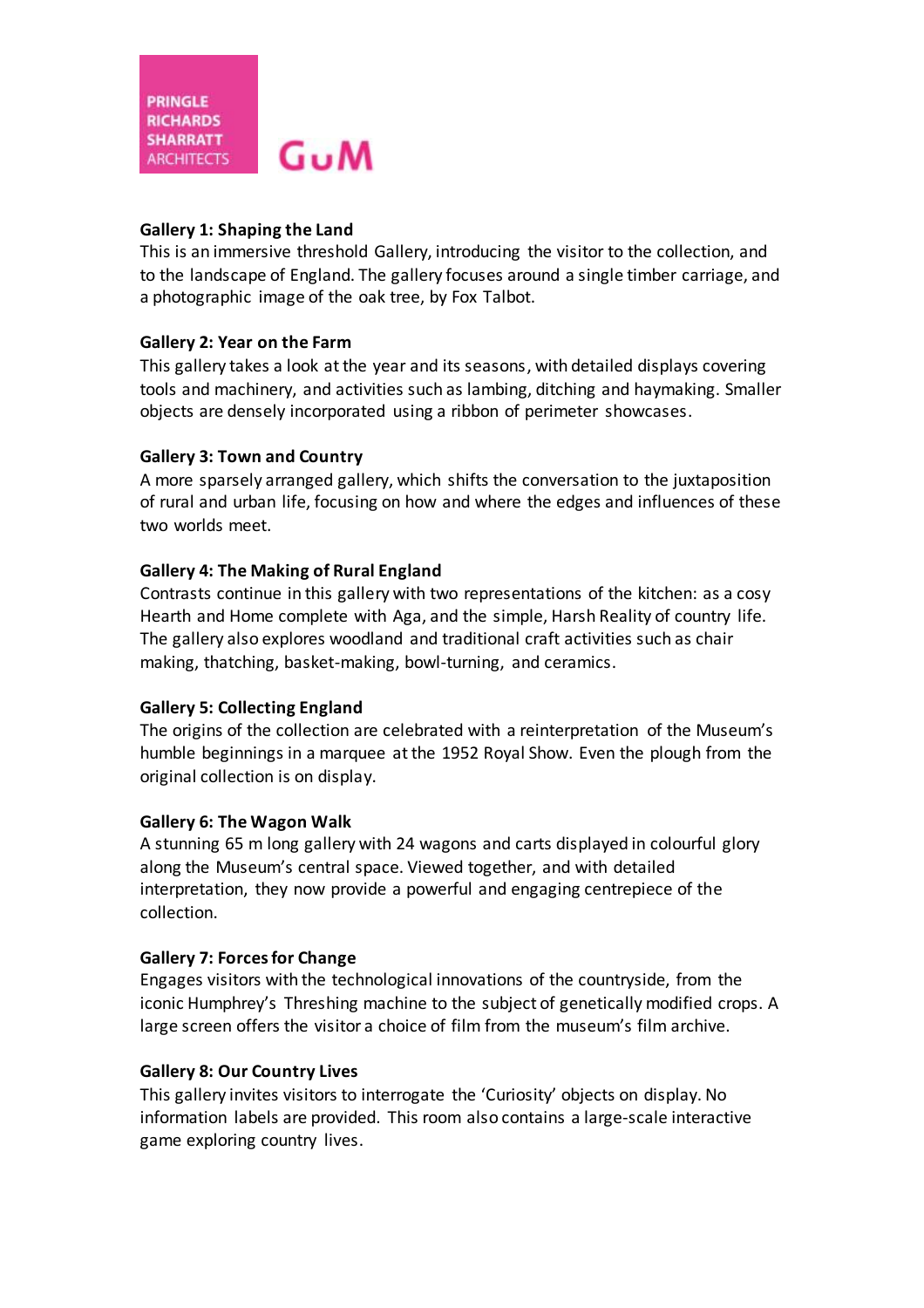**Gallery 1: Shaping the Land**
This is an immersive threshold Gallery, introducing the visitor to the collection, and to the landscape of England. The gallery focuses around a single timber carriage, and a photographic image of the oak tree, by Fox Talbot.

**Gallery 2: Year on the Farm**
This gallery takes a look at the year and its seasons, with detailed displays covering tools and machinery, and activities such as lambing, ditching and haymaking. Smaller objects are densely incorporated using a ribbon of perimeter showcases.

**Gallery 3: Town and Country**
A more sparsely arranged gallery, which shifts the conversation to the juxtaposition of rural and urban life, focusing on how and where the edges and influences of these two worlds meet.

**Gallery 4: The Making of Rural England**
Contrasts continue in this gallery with two representations of the kitchen: as a cosy Hearth and Home complete with Aga, and the simple, Harsh Reality of country life. The gallery also explores woodland and traditional craft activities such as chair making, thatching, basket-making, bowl-turning, and ceramics.

**Gallery 5: Collecting England**
The origins of the collection are celebrated with a reinterpretation of the Museum's humble beginnings in a marquee at the 1952 Royal Show. Even the plough from the original collection is on display.

**Gallery 6: The Wagon Walk**
A stunning 65 m long gallery with 24 wagons and carts displayed in colourful glory along the Museum's central space. Viewed together, and with detailed interpretation, they now provide a powerful and engaging centrepiece of the collection.

**Gallery 7: Forces for Change**
Engages visitors with the technological innovations of the countryside, from the iconic Humphrey's Threshing machine to the subject of genetically modified crops. A large screen offers the visitor a choice of film from the museum's film archive.

**Gallery 8: Our Country Lives**
This gallery invites visitors to interrogate the 'Curiosity' objects on display. No information labels are provided. This room also contains a large-scale interactive game exploring country lives.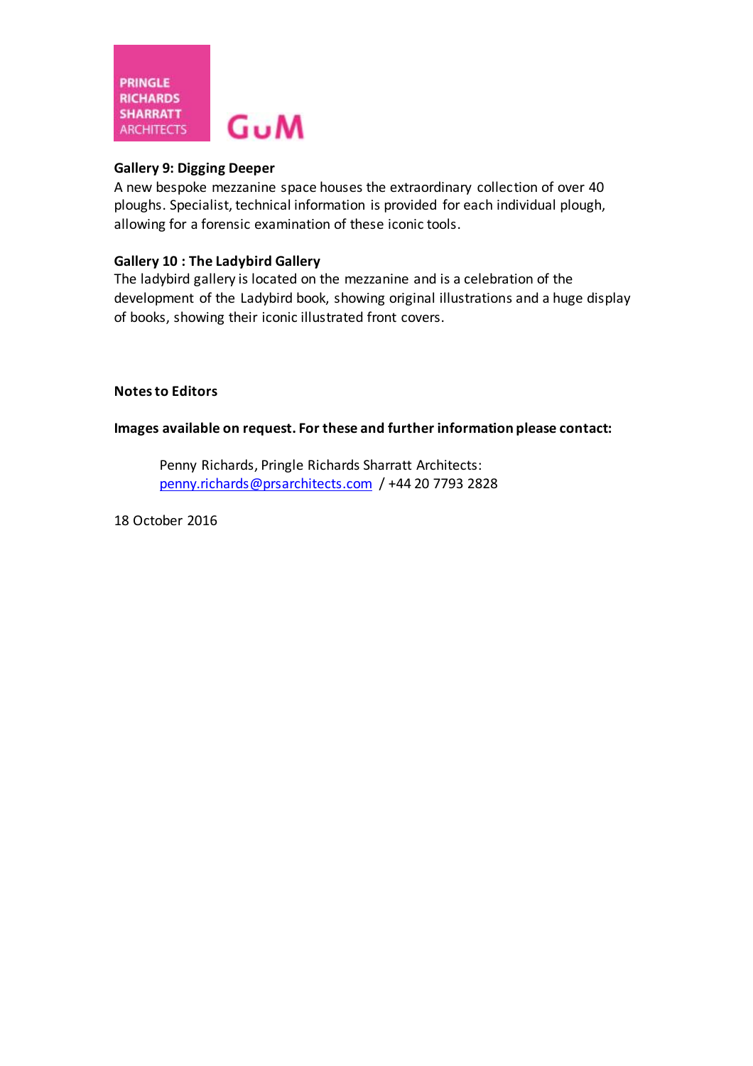PRINGLE RICHARDS SHARRATT ARCHITECTS

GuM

**Gallery 9: Digging Deeper**

A new bespoke mezzanine space houses the extraordinary collection of over 40 ploughs. Specialist, technical information is provided for each individual plough, allowing for a forensic examination of these iconic tools.

**Gallery 10 : The Ladybird Gallery**

The ladybird gallery is located on the mezzanine and is a celebration of the development of the Ladybird book, showing original illustrations and a huge display of books, showing their iconic illustrated front covers.

**Notes to Editors**

**Images available on request. For these and further information please contact:**

Penny Richards, Pringle Richards Sharratt Architects:
penny.richards@prsarchitects.com / +44 20 7793 2828

18 October 2016